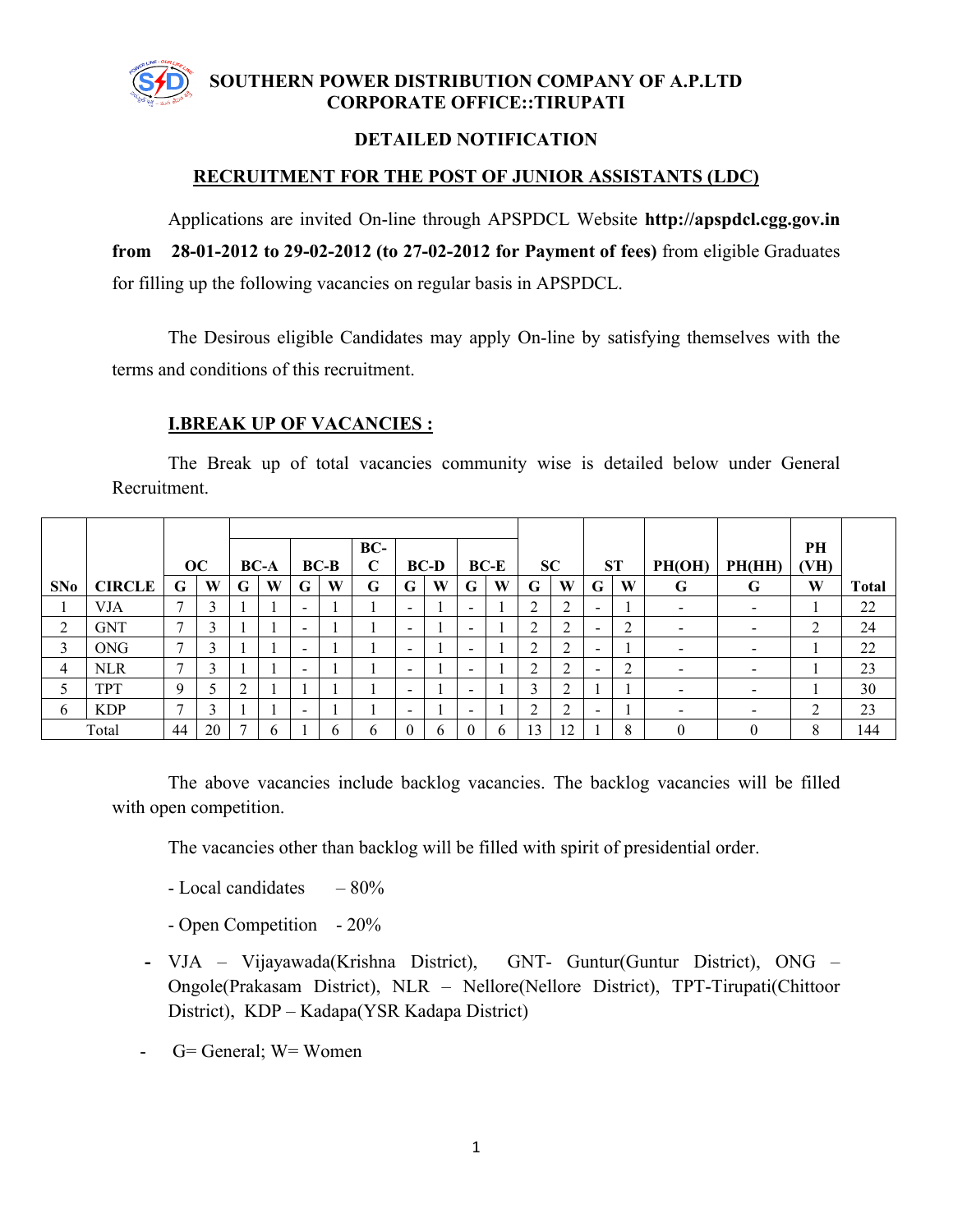# SOUTHERN POWER DISTRIBUTION COMPANY OF A.P.LTD
## CORPORATE OFFICE::TIRUPATI

### DETAILED NOTIFICATION

### RECRUITMENT FOR THE POST OF JUNIOR ASSISTANTS (LDC)

Applications are invited On-line through APSPDCL Website **http://apspdcl.cgg.gov.in from 28-01-2012 to 29-02-2012 (to 27-02-2012 for Payment of fees)** from eligible Graduates for filling up the following vacancies on regular basis in APSPDCL.

The Desirous eligible Candidates may apply On-line by satisfying themselves with the terms and conditions of this recruitment.

### I.BREAK UP OF VACANCIES :

The Break up of total vacancies community wise is detailed below under General Recruitment.

| | | OC | | BC-A | | BC-B | | BC-C | BC-D | | BC-E | | SC | | ST | | PH(OH) | PH(HH) | PH (VH) | |
|---|---|---|---|---|---|---|---|---|---|---|---|---|---|---|---|---|---|---|---|---|
| SNo | CIRCLE | G | W | G | W | G | W | G | G | W | G | W | G | W | G | W | G | G | W | Total |
| 1 | VJA | 7 | 3 | 1 | 1 | - | 1 | 1 | - | 1 | - | 1 | 2 | 2 | - | 1 | - | - | 1 | 22 |
| 2 | GNT | 7 | 3 | 1 | 1 | - | 1 | 1 | - | 1 | - | 1 | 2 | 2 | - | 2 | - | - | 2 | 24 |
| 3 | ONG | 7 | 3 | 1 | 1 | - | 1 | 1 | - | 1 | - | 1 | 2 | 2 | - | 1 | - | - | 1 | 22 |
| 4 | NLR | 7 | 3 | 1 | 1 | - | 1 | 1 | - | 1 | - | 1 | 2 | 2 | - | 2 | - | - | 1 | 23 |
| 5 | TPT | 9 | 5 | 2 | 1 | 1 | 1 | 1 | - | 1 | - | 1 | 3 | 2 | 1 | 1 | - | - | 1 | 30 |
| 6 | KDP | 7 | 3 | 1 | 1 | - | 1 | 1 | - | 1 | - | 1 | 2 | 2 | - | 1 | - | - | 2 | 23 |
| Total | | 44 | 20 | 7 | 6 | 1 | 6 | 6 | 0 | 6 | 0 | 6 | 13 | 12 | 1 | 8 | 0 | 0 | 8 | 144 |

The above vacancies include backlog vacancies. The backlog vacancies will be filled with open competition.

The vacancies other than backlog will be filled with spirit of presidential order.

- Local candidates – 80%
- Open Competition - 20%

- VJA – Vijayawada(Krishna District), GNT- Guntur(Guntur District), ONG – Ongole(Prakasam District), NLR – Nellore(Nellore District), TPT-Tirupati(Chittoor District), KDP – Kadapa(YSR Kadapa District)
- G= General; W= Women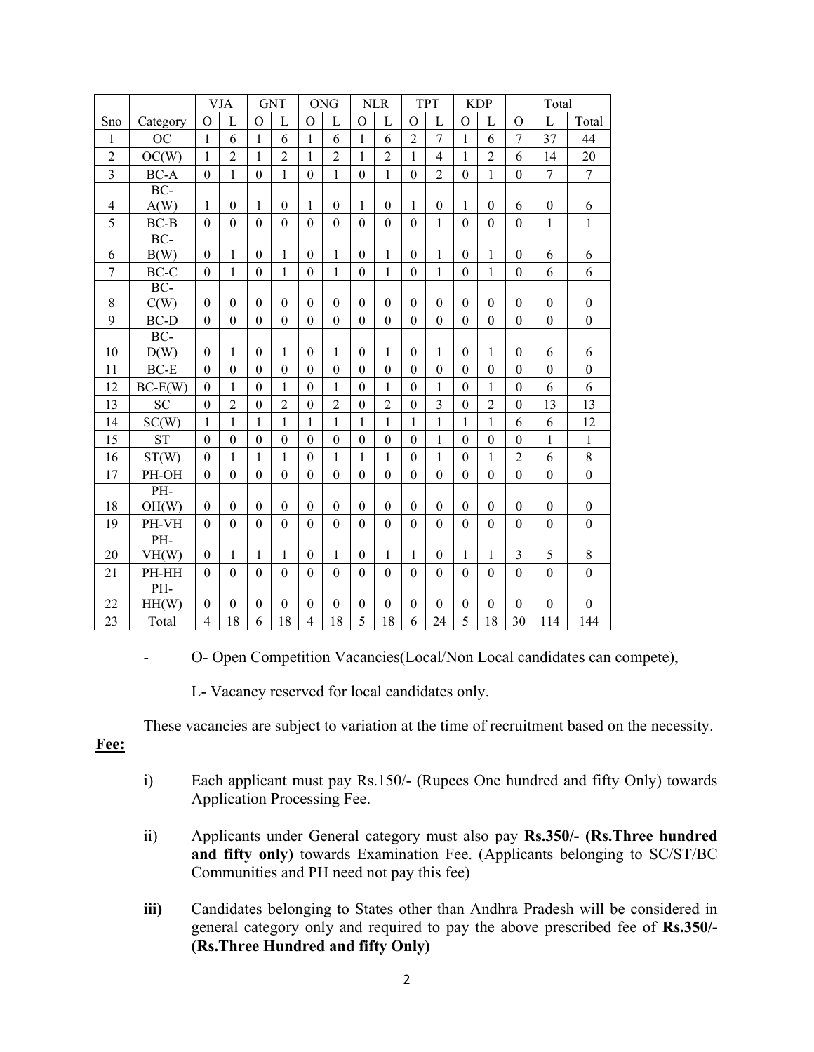| | | VJA | | GNT | | ONG | | NLR | | TPT | | KDP | | Total | | |
|---|---|---|---|---|---|---|---|---|---|---|---|---|---|---|---|---|
| Sno | Category | O | L | O | L | O | L | O | L | O | L | O | L | O | L | Total |
| 1 | OC | 1 | 6 | 1 | 6 | 1 | 6 | 1 | 6 | 2 | 7 | 1 | 6 | 7 | 37 | 44 |
| 2 | OC(W) | 1 | 2 | 1 | 2 | 1 | 2 | 1 | 2 | 1 | 4 | 1 | 2 | 6 | 14 | 20 |
| 3 | BC-A | 0 | 1 | 0 | 1 | 0 | 1 | 0 | 1 | 0 | 2 | 0 | 1 | 0 | 7 | 7 |
| 4 | BC-A(W) | 1 | 0 | 1 | 0 | 1 | 0 | 1 | 0 | 1 | 0 | 1 | 0 | 6 | 0 | 6 |
| 5 | BC-B | 0 | 0 | 0 | 0 | 0 | 0 | 0 | 0 | 0 | 1 | 0 | 0 | 0 | 1 | 1 |
| 6 | BC-B(W) | 0 | 1 | 0 | 1 | 0 | 1 | 0 | 1 | 0 | 1 | 0 | 1 | 0 | 6 | 6 |
| 7 | BC-C | 0 | 1 | 0 | 1 | 0 | 1 | 0 | 1 | 0 | 1 | 0 | 1 | 0 | 6 | 6 |
| 8 | BC-C(W) | 0 | 0 | 0 | 0 | 0 | 0 | 0 | 0 | 0 | 0 | 0 | 0 | 0 | 0 | 0 |
| 9 | BC-D | 0 | 0 | 0 | 0 | 0 | 0 | 0 | 0 | 0 | 0 | 0 | 0 | 0 | 0 | 0 |
| 10 | BC-D(W) | 0 | 1 | 0 | 1 | 0 | 1 | 0 | 1 | 0 | 1 | 0 | 1 | 0 | 6 | 6 |
| 11 | BC-E | 0 | 0 | 0 | 0 | 0 | 0 | 0 | 0 | 0 | 0 | 0 | 0 | 0 | 0 | 0 |
| 12 | BC-E(W) | 0 | 1 | 0 | 1 | 0 | 1 | 0 | 1 | 0 | 1 | 0 | 1 | 0 | 6 | 6 |
| 13 | SC | 0 | 2 | 0 | 2 | 0 | 2 | 0 | 2 | 0 | 3 | 0 | 2 | 0 | 13 | 13 |
| 14 | SC(W) | 1 | 1 | 1 | 1 | 1 | 1 | 1 | 1 | 1 | 1 | 1 | 1 | 6 | 6 | 12 |
| 15 | ST | 0 | 0 | 0 | 0 | 0 | 0 | 0 | 0 | 0 | 1 | 0 | 0 | 0 | 1 | 1 |
| 16 | ST(W) | 0 | 1 | 1 | 1 | 0 | 1 | 1 | 1 | 0 | 1 | 0 | 1 | 2 | 6 | 8 |
| 17 | PH-OH | 0 | 0 | 0 | 0 | 0 | 0 | 0 | 0 | 0 | 0 | 0 | 0 | 0 | 0 | 0 |
| 18 | PH-OH(W) | 0 | 0 | 0 | 0 | 0 | 0 | 0 | 0 | 0 | 0 | 0 | 0 | 0 | 0 | 0 |
| 19 | PH-VH | 0 | 0 | 0 | 0 | 0 | 0 | 0 | 0 | 0 | 0 | 0 | 0 | 0 | 0 | 0 |
| 20 | PH-VH(W) | 0 | 1 | 1 | 1 | 0 | 1 | 0 | 1 | 1 | 0 | 1 | 1 | 3 | 5 | 8 |
| 21 | PH-HH | 0 | 0 | 0 | 0 | 0 | 0 | 0 | 0 | 0 | 0 | 0 | 0 | 0 | 0 | 0 |
| 22 | PH-HH(W) | 0 | 0 | 0 | 0 | 0 | 0 | 0 | 0 | 0 | 0 | 0 | 0 | 0 | 0 | 0 |
| 23 | Total | 4 | 18 | 6 | 18 | 4 | 18 | 5 | 18 | 6 | 24 | 5 | 18 | 30 | 114 | 144 |

- O- Open Competition Vacancies(Local/Non Local candidates can compete),

  L- Vacancy reserved for local candidates only.

These vacancies are subject to variation at the time of recruitment based on the necessity.

**Fee:**

i) Each applicant must pay Rs.150/- (Rupees One hundred and fifty Only) towards Application Processing Fee.

ii) Applicants under General category must also pay **Rs.350/- (Rs.Three hundred and fifty only)** towards Examination Fee. (Applicants belonging to SC/ST/BC Communities and PH need not pay this fee)

**iii)** Candidates belonging to States other than Andhra Pradesh will be considered in general category only and required to pay the above prescribed fee of **Rs.350/- (Rs.Three Hundred and fifty Only)**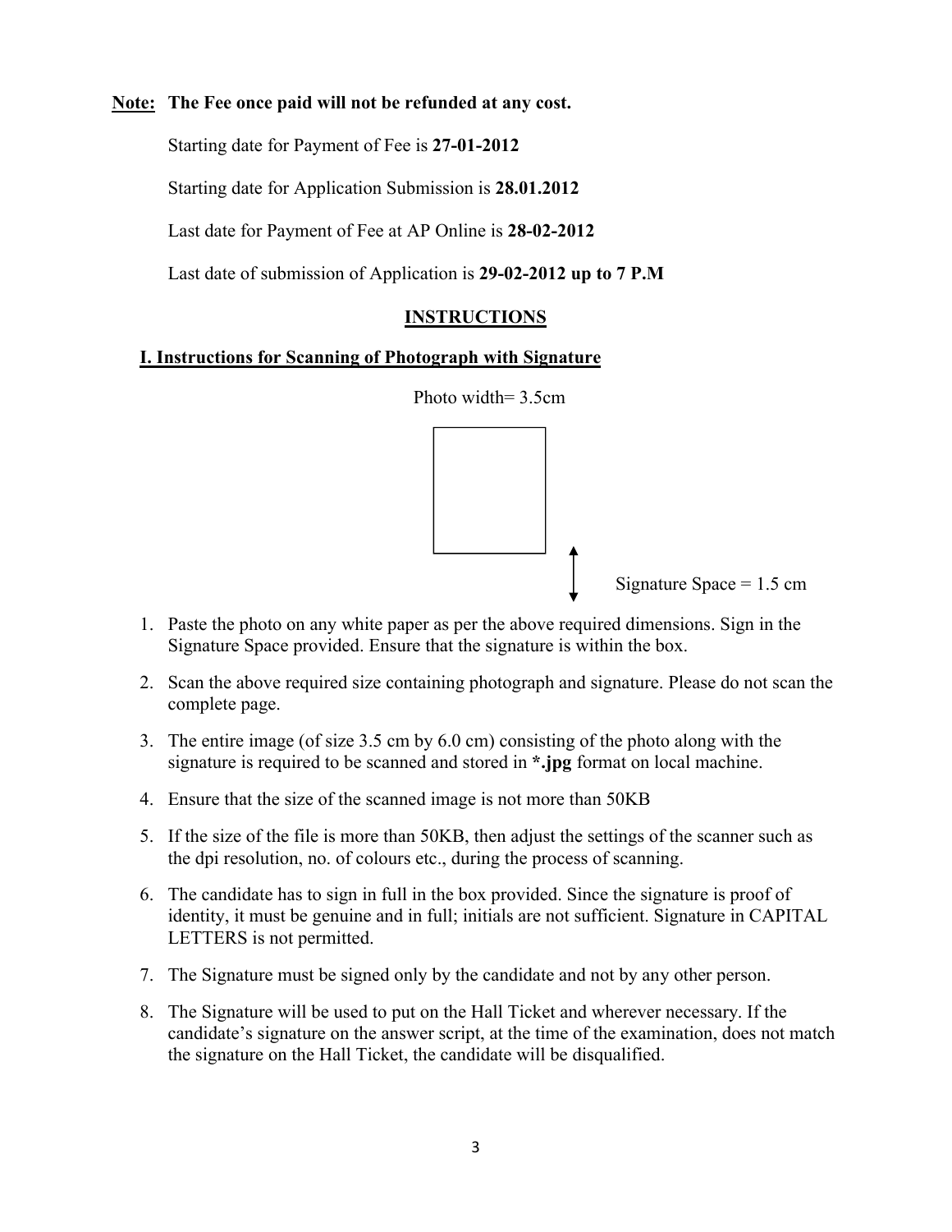**Note: The Fee once paid will not be refunded at any cost.**

Starting date for Payment of Fee is **27-01-2012**

Starting date for Application Submission is **28.01.2012**

Last date for Payment of Fee at AP Online is **28-02-2012**

Last date of submission of Application is **29-02-2012 up to 7 P.M**

## INSTRUCTIONS

### I. Instructions for Scanning of Photograph with Signature

Photo width= 3.5cm

Signature Space = 1.5 cm

1. Paste the photo on any white paper as per the above required dimensions. Sign in the Signature Space provided. Ensure that the signature is within the box.
2. Scan the above required size containing photograph and signature. Please do not scan the complete page.
3. The entire image (of size 3.5 cm by 6.0 cm) consisting of the photo along with the signature is required to be scanned and stored in ***.jpg** format on local machine.
4. Ensure that the size of the scanned image is not more than 50KB
5. If the size of the file is more than 50KB, then adjust the settings of the scanner such as the dpi resolution, no. of colours etc., during the process of scanning.
6. The candidate has to sign in full in the box provided. Since the signature is proof of identity, it must be genuine and in full; initials are not sufficient. Signature in CAPITAL LETTERS is not permitted.
7. The Signature must be signed only by the candidate and not by any other person.
8. The Signature will be used to put on the Hall Ticket and wherever necessary. If the candidate's signature on the answer script, at the time of the examination, does not match the signature on the Hall Ticket, the candidate will be disqualified.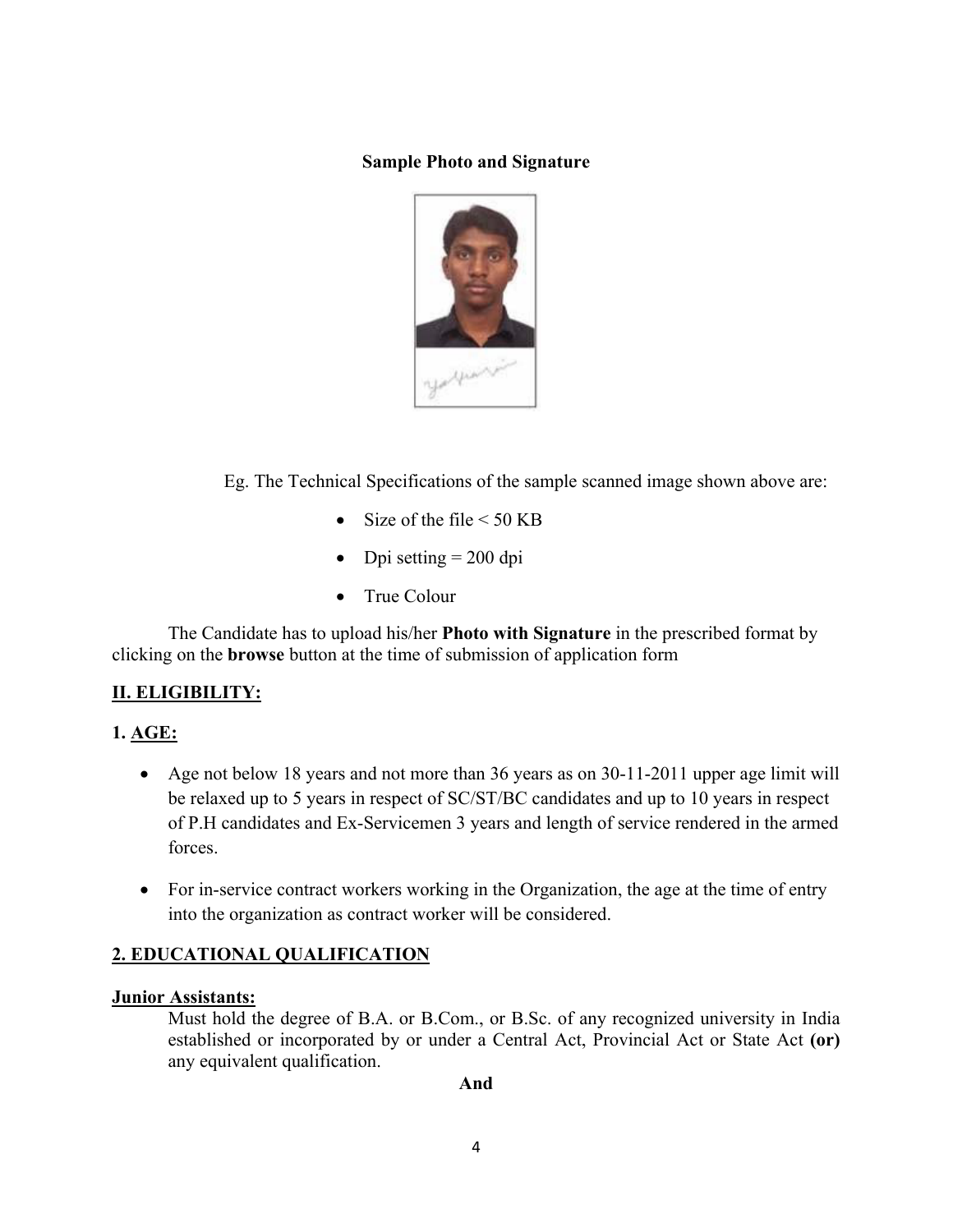**Sample Photo and Signature**

Eg. The Technical Specifications of the sample scanned image shown above are:

- Size of the file < 50 KB
- Dpi setting = 200 dpi
- True Colour

The Candidate has to upload his/her **Photo with Signature** in the prescribed format by clicking on the **browse** button at the time of submission of application form

## II. ELIGIBILITY:

### 1. AGE:

- Age not below 18 years and not more than 36 years as on 30-11-2011 upper age limit will be relaxed up to 5 years in respect of SC/ST/BC candidates and up to 10 years in respect of P.H candidates and Ex-Servicemen 3 years and length of service rendered in the armed forces.
- For in-service contract workers working in the Organization, the age at the time of entry into the organization as contract worker will be considered.

### 2. EDUCATIONAL QUALIFICATION

**Junior Assistants:**

Must hold the degree of B.A. or B.Com., or B.Sc. of any recognized university in India established or incorporated by or under a Central Act, Provincial Act or State Act **(or)** any equivalent qualification.

**And**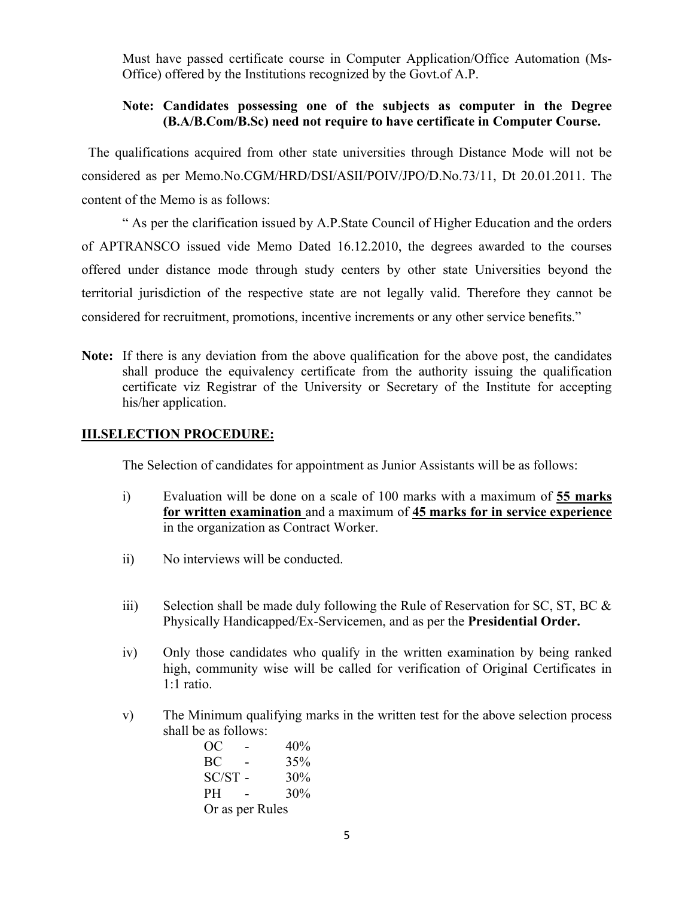Must have passed certificate course in Computer Application/Office Automation (Ms-Office) offered by the Institutions recognized by the Govt.of A.P.

**Note: Candidates possessing one of the subjects as computer in the Degree (B.A/B.Com/B.Sc) need not require to have certificate in Computer Course.**

The qualifications acquired from other state universities through Distance Mode will not be considered as per Memo.No.CGM/HRD/DSI/ASII/POIV/JPO/D.No.73/11, Dt 20.01.2011. The content of the Memo is as follows:

" As per the clarification issued by A.P.State Council of Higher Education and the orders of APTRANSCO issued vide Memo Dated 16.12.2010, the degrees awarded to the courses offered under distance mode through study centers by other state Universities beyond the territorial jurisdiction of the respective state are not legally valid. Therefore they cannot be considered for recruitment, promotions, incentive increments or any other service benefits."

**Note:** If there is any deviation from the above qualification for the above post, the candidates shall produce the equivalency certificate from the authority issuing the qualification certificate viz Registrar of the University or Secretary of the Institute for accepting his/her application.

## III.SELECTION PROCEDURE:

The Selection of candidates for appointment as Junior Assistants will be as follows:

i) Evaluation will be done on a scale of 100 marks with a maximum of **55 marks for written examination** and a maximum of **45 marks for in service experience** in the organization as Contract Worker.

ii) No interviews will be conducted.

iii) Selection shall be made duly following the Rule of Reservation for SC, ST, BC & Physically Handicapped/Ex-Servicemen, and as per the **Presidential Order.**

iv) Only those candidates who qualify in the written examination by being ranked high, community wise will be called for verification of Original Certificates in 1:1 ratio.

v) The Minimum qualifying marks in the written test for the above selection process shall be as follows:

OC - 40%
BC - 35%
SC/ST - 30%
PH - 30%
Or as per Rules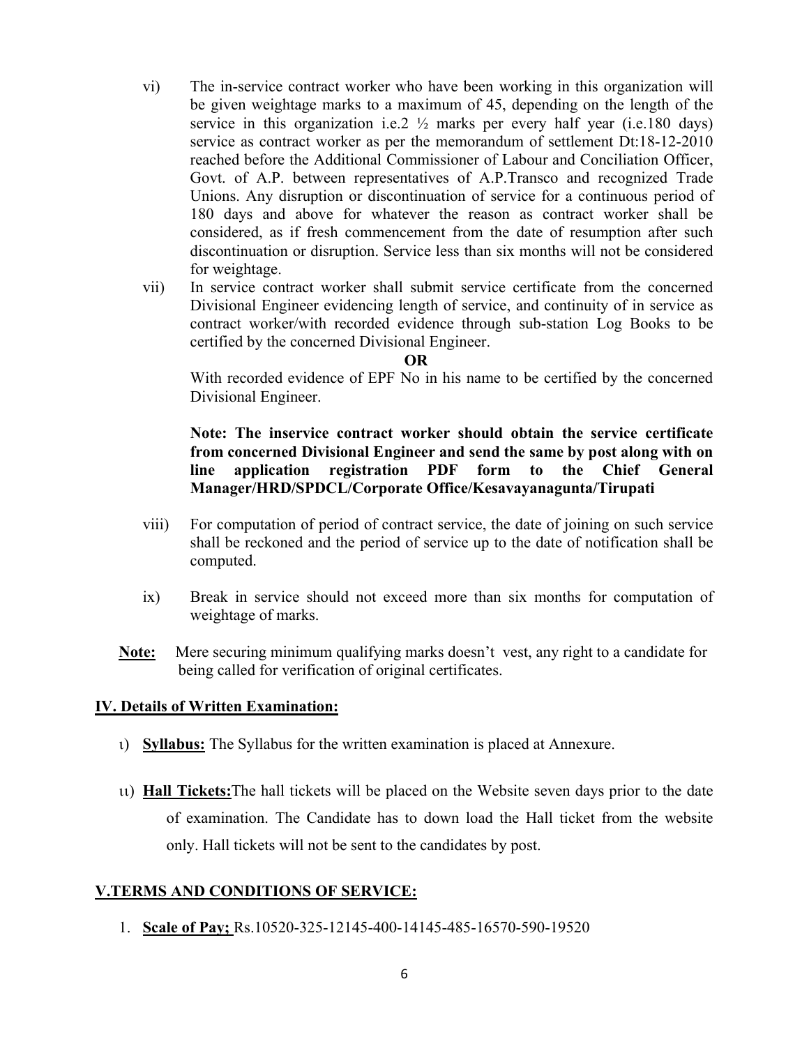vi) The in-service contract worker who have been working in this organization will be given weightage marks to a maximum of 45, depending on the length of the service in this organization i.e.2 ½ marks per every half year (i.e.180 days) service as contract worker as per the memorandum of settlement Dt:18-12-2010 reached before the Additional Commissioner of Labour and Conciliation Officer, Govt. of A.P. between representatives of A.P.Transco and recognized Trade Unions. Any disruption or discontinuation of service for a continuous period of 180 days and above for whatever the reason as contract worker shall be considered, as if fresh commencement from the date of resumption after such discontinuation or disruption. Service less than six months will not be considered for weightage.

vii) In service contract worker shall submit service certificate from the concerned Divisional Engineer evidencing length of service, and continuity of in service as contract worker/with recorded evidence through sub-station Log Books to be certified by the concerned Divisional Engineer.

**OR**

With recorded evidence of EPF No in his name to be certified by the concerned Divisional Engineer.

**Note: The inservice contract worker should obtain the service certificate from concerned Divisional Engineer and send the same by post along with on line application registration PDF form to the Chief General Manager/HRD/SPDCL/Corporate Office/Kesavayanagunta/Tirupati**

viii) For computation of period of contract service, the date of joining on such service shall be reckoned and the period of service up to the date of notification shall be computed.

ix) Break in service should not exceed more than six months for computation of weightage of marks.

**Note:** Mere securing minimum qualifying marks doesn't vest, any right to a candidate for being called for verification of original certificates.

## IV. Details of Written Examination:

i) **Syllabus:** The Syllabus for the written examination is placed at Annexure.

ii) **Hall Tickets:** The hall tickets will be placed on the Website seven days prior to the date of examination. The Candidate has to down load the Hall ticket from the website only. Hall tickets will not be sent to the candidates by post.

## V.TERMS AND CONDITIONS OF SERVICE:

1. **Scale of Pay;** Rs.10520-325-12145-400-14145-485-16570-590-19520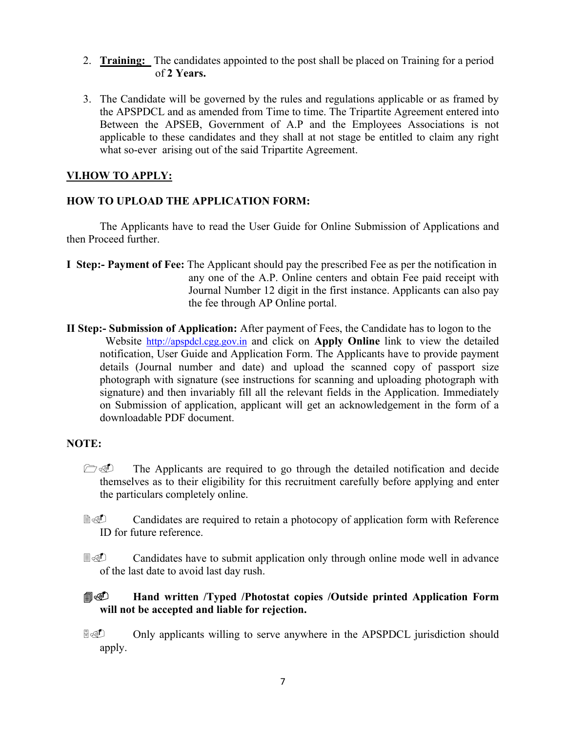2. **Training:** The candidates appointed to the post shall be placed on Training for a period of **2 Years.**

3. The Candidate will be governed by the rules and regulations applicable or as framed by the APSPDCL and as amended from Time to time. The Tripartite Agreement entered into Between the APSEB, Government of A.P and the Employees Associations is not applicable to these candidates and they shall at not stage be entitled to claim any right what so-ever arising out of the said Tripartite Agreement.

## VI.HOW TO APPLY:

### HOW TO UPLOAD THE APPLICATION FORM:

The Applicants have to read the User Guide for Online Submission of Applications and then Proceed further.

**I Step:- Payment of Fee:** The Applicant should pay the prescribed Fee as per the notification in any one of the A.P. Online centers and obtain Fee paid receipt with Journal Number 12 digit in the first instance. Applicants can also pay the fee through AP Online portal.

**II Step:- Submission of Application:** After payment of Fees, the Candidate has to logon to the Website http://apspdcl.cgg.gov.in and click on **Apply Online** link to view the detailed notification, User Guide and Application Form. The Applicants have to provide payment details (Journal number and date) and upload the scanned copy of passport size photograph with signature (see instructions for scanning and uploading photograph with signature) and then invariably fill all the relevant fields in the Application. Immediately on Submission of application, applicant will get an acknowledgement in the form of a downloadable PDF document.

**NOTE:**

- The Applicants are required to go through the detailed notification and decide themselves as to their eligibility for this recruitment carefully before applying and enter the particulars completely online.
- Candidates are required to retain a photocopy of application form with Reference ID for future reference.
- Candidates have to submit application only through online mode well in advance of the last date to avoid last day rush.
- **Hand written /Typed /Photostat copies /Outside printed Application Form will not be accepted and liable for rejection.**
- Only applicants willing to serve anywhere in the APSPDCL jurisdiction should apply.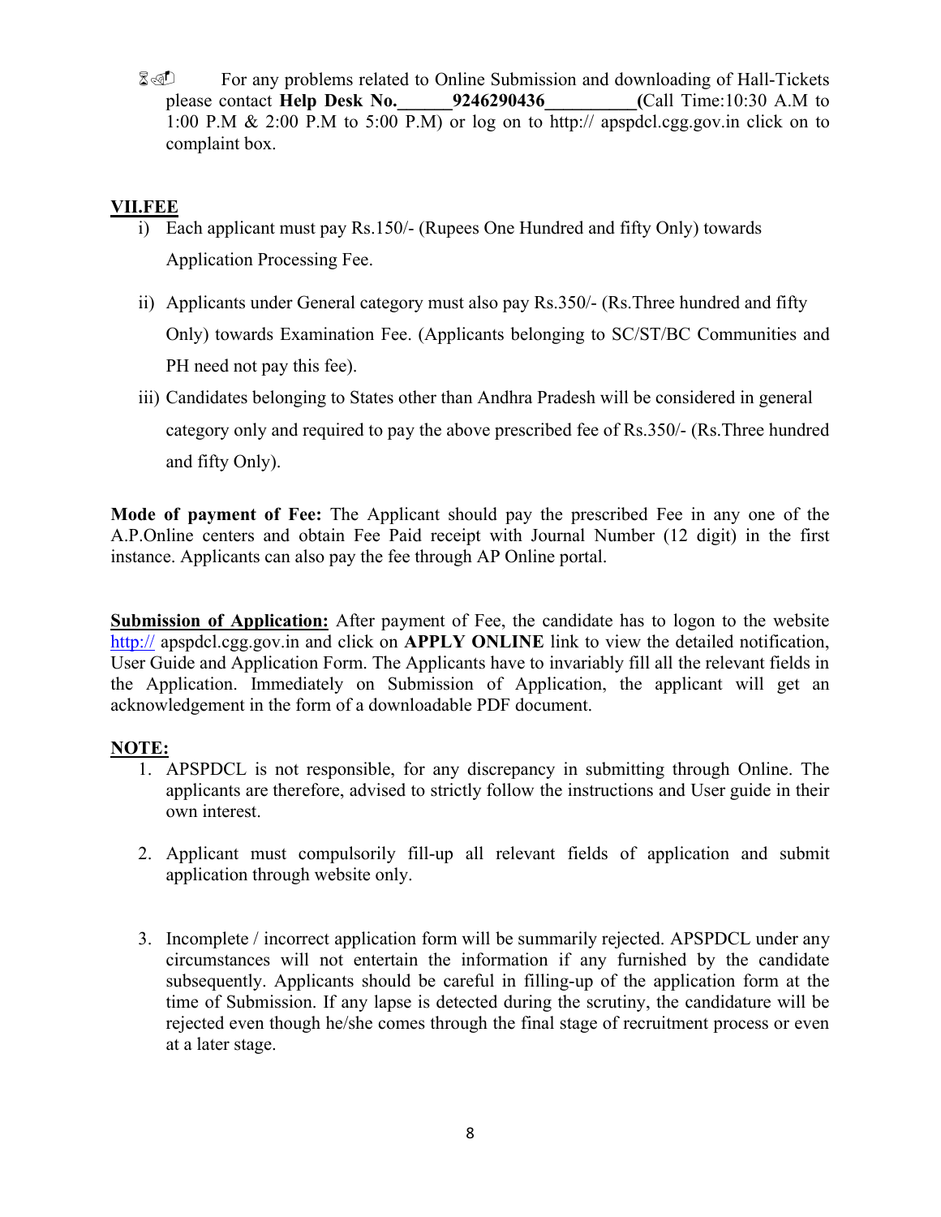- For any problems related to Online Submission and downloading of Hall-Tickets please contact **Help Desk No.______9246290436__________(**Call Time:10:30 A.M to 1:00 P.M & 2:00 P.M to 5:00 P.M) or log on to http:// apspdcl.cgg.gov.in click on to complaint box.

## VII.FEE

i) Each applicant must pay Rs.150/- (Rupees One Hundred and fifty Only) towards Application Processing Fee.

ii) Applicants under General category must also pay Rs.350/- (Rs.Three hundred and fifty Only) towards Examination Fee. (Applicants belonging to SC/ST/BC Communities and PH need not pay this fee).

iii) Candidates belonging to States other than Andhra Pradesh will be considered in general category only and required to pay the above prescribed fee of Rs.350/- (Rs.Three hundred and fifty Only).

**Mode of payment of Fee:** The Applicant should pay the prescribed Fee in any one of the A.P.Online centers and obtain Fee Paid receipt with Journal Number (12 digit) in the first instance. Applicants can also pay the fee through AP Online portal.

**Submission of Application:** After payment of Fee, the candidate has to logon to the website http:// apspdcl.cgg.gov.in and click on **APPLY ONLINE** link to view the detailed notification, User Guide and Application Form. The Applicants have to invariably fill all the relevant fields in the Application. Immediately on Submission of Application, the applicant will get an acknowledgement in the form of a downloadable PDF document.

**NOTE:**

1. APSPDCL is not responsible, for any discrepancy in submitting through Online. The applicants are therefore, advised to strictly follow the instructions and User guide in their own interest.

2. Applicant must compulsorily fill-up all relevant fields of application and submit application through website only.

3. Incomplete / incorrect application form will be summarily rejected. APSPDCL under any circumstances will not entertain the information if any furnished by the candidate subsequently. Applicants should be careful in filling-up of the application form at the time of Submission. If any lapse is detected during the scrutiny, the candidature will be rejected even though he/she comes through the final stage of recruitment process or even at a later stage.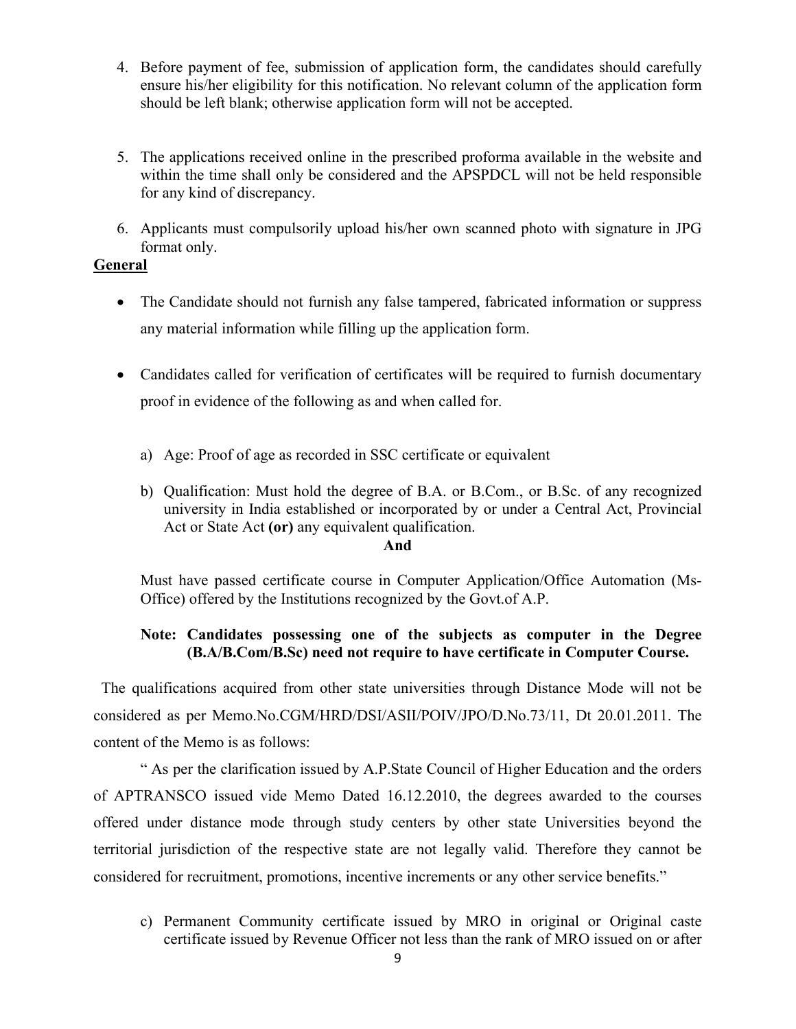4. Before payment of fee, submission of application form, the candidates should carefully ensure his/her eligibility for this notification. No relevant column of the application form should be left blank; otherwise application form will not be accepted.

5. The applications received online in the prescribed proforma available in the website and within the time shall only be considered and the APSPDCL will not be held responsible for any kind of discrepancy.

6. Applicants must compulsorily upload his/her own scanned photo with signature in JPG format only.

**General**

- The Candidate should not furnish any false tampered, fabricated information or suppress any material information while filling up the application form.

- Candidates called for verification of certificates will be required to furnish documentary proof in evidence of the following as and when called for.

    a) Age: Proof of age as recorded in SSC certificate or equivalent

    b) Qualification: Must hold the degree of B.A. or B.Com., or B.Sc. of any recognized university in India established or incorporated by or under a Central Act, Provincial Act or State Act **(or)** any equivalent qualification.

    **And**

    Must have passed certificate course in Computer Application/Office Automation (Ms-Office) offered by the Institutions recognized by the Govt.of A.P.

    **Note: Candidates possessing one of the subjects as computer in the Degree (B.A/B.Com/B.Sc) need not require to have certificate in Computer Course.**

The qualifications acquired from other state universities through Distance Mode will not be considered as per Memo.No.CGM/HRD/DSI/ASII/POIV/JPO/D.No.73/11, Dt 20.01.2011. The content of the Memo is as follows:

" As per the clarification issued by A.P.State Council of Higher Education and the orders of APTRANSCO issued vide Memo Dated 16.12.2010, the degrees awarded to the courses offered under distance mode through study centers by other state Universities beyond the territorial jurisdiction of the respective state are not legally valid. Therefore they cannot be considered for recruitment, promotions, incentive increments or any other service benefits."

c) Permanent Community certificate issued by MRO in original or Original caste certificate issued by Revenue Officer not less than the rank of MRO issued on or after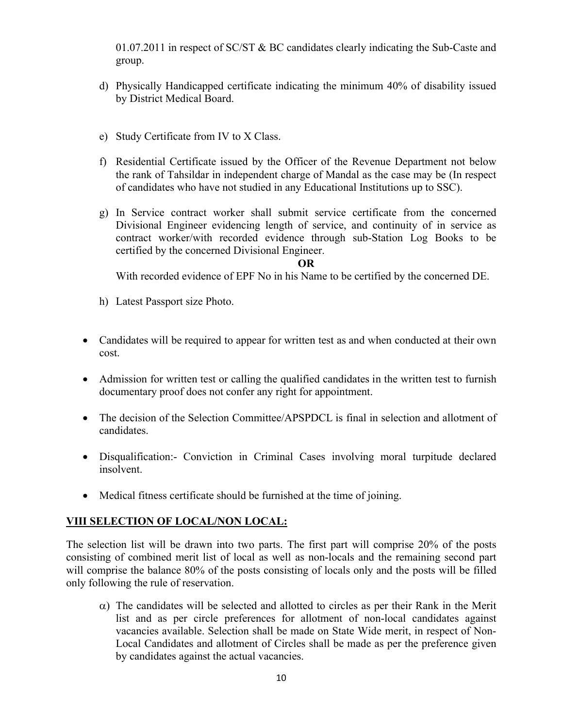01.07.2011 in respect of SC/ST & BC candidates clearly indicating the Sub-Caste and group.

d) Physically Handicapped certificate indicating the minimum 40% of disability issued by District Medical Board.

e) Study Certificate from IV to X Class.

f) Residential Certificate issued by the Officer of the Revenue Department not below the rank of Tahsildar in independent charge of Mandal as the case may be (In respect of candidates who have not studied in any Educational Institutions up to SSC).

g) In Service contract worker shall submit service certificate from the concerned Divisional Engineer evidencing length of service, and continuity of in service as contract worker/with recorded evidence through sub-Station Log Books to be certified by the concerned Divisional Engineer.

**OR**

With recorded evidence of EPF No in his Name to be certified by the concerned DE.

h) Latest Passport size Photo.

- Candidates will be required to appear for written test as and when conducted at their own cost.
- Admission for written test or calling the qualified candidates in the written test to furnish documentary proof does not confer any right for appointment.
- The decision of the Selection Committee/APSPDCL is final in selection and allotment of candidates.
- Disqualification:- Conviction in Criminal Cases involving moral turpitude declared insolvent.
- Medical fitness certificate should be furnished at the time of joining.

## VIII SELECTION OF LOCAL/NON LOCAL:

The selection list will be drawn into two parts. The first part will comprise 20% of the posts consisting of combined merit list of local as well as non-locals and the remaining second part will comprise the balance 80% of the posts consisting of locals only and the posts will be filled only following the rule of reservation.

α) The candidates will be selected and allotted to circles as per their Rank in the Merit list and as per circle preferences for allotment of non-local candidates against vacancies available. Selection shall be made on State Wide merit, in respect of Non-Local Candidates and allotment of Circles shall be made as per the preference given by candidates against the actual vacancies.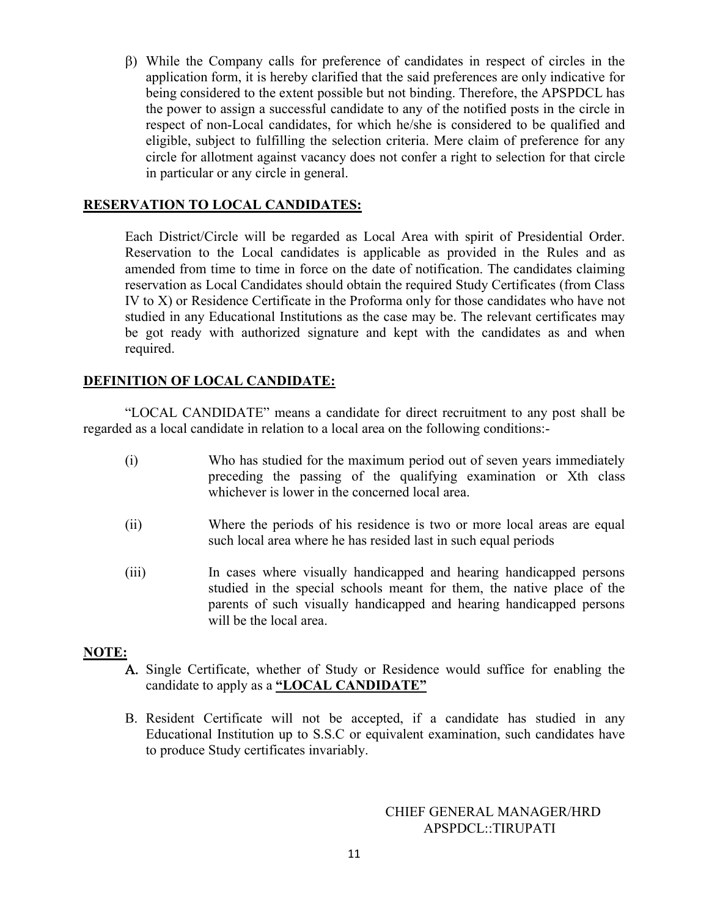β) While the Company calls for preference of candidates in respect of circles in the application form, it is hereby clarified that the said preferences are only indicative for being considered to the extent possible but not binding. Therefore, the APSPDCL has the power to assign a successful candidate to any of the notified posts in the circle in respect of non-Local candidates, for which he/she is considered to be qualified and eligible, subject to fulfilling the selection criteria. Mere claim of preference for any circle for allotment against vacancy does not confer a right to selection for that circle in particular or any circle in general.

## **RESERVATION TO LOCAL CANDIDATES:**

Each District/Circle will be regarded as Local Area with spirit of Presidential Order. Reservation to the Local candidates is applicable as provided in the Rules and as amended from time to time in force on the date of notification. The candidates claiming reservation as Local Candidates should obtain the required Study Certificates (from Class IV to X) or Residence Certificate in the Proforma only for those candidates who have not studied in any Educational Institutions as the case may be. The relevant certificates may be got ready with authorized signature and kept with the candidates as and when required.

## **DEFINITION OF LOCAL CANDIDATE:**

"LOCAL CANDIDATE" means a candidate for direct recruitment to any post shall be regarded as a local candidate in relation to a local area on the following conditions:-

(i) Who has studied for the maximum period out of seven years immediately preceding the passing of the qualifying examination or Xth class whichever is lower in the concerned local area.

(ii) Where the periods of his residence is two or more local areas are equal such local area where he has resided last in such equal periods

(iii) In cases where visually handicapped and hearing handicapped persons studied in the special schools meant for them, the native place of the parents of such visually handicapped and hearing handicapped persons will be the local area.

**NOTE:**

A. Single Certificate, whether of Study or Residence would suffice for enabling the candidate to apply as a **"LOCAL CANDIDATE"**

B. Resident Certificate will not be accepted, if a candidate has studied in any Educational Institution up to S.S.C or equivalent examination, such candidates have to produce Study certificates invariably.

CHIEF GENERAL MANAGER/HRD
APSPDCL::TIRUPATI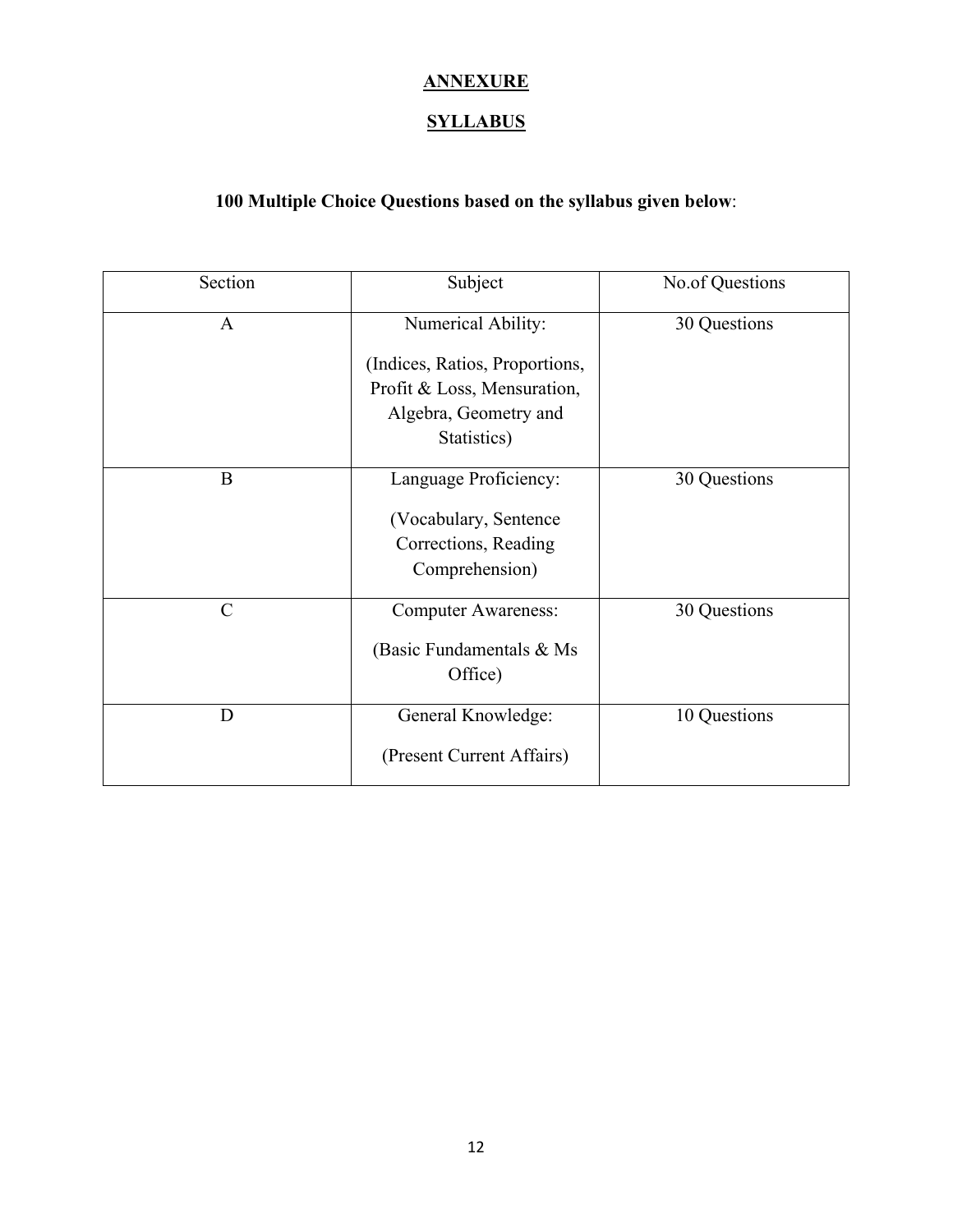# ANNEXURE

## SYLLABUS

**100 Multiple Choice Questions based on the syllabus given below**:

| Section | Subject | No.of Questions |
|---|---|---|
| A | Numerical Ability: (Indices, Ratios, Proportions, Profit & Loss, Mensuration, Algebra, Geometry and Statistics) | 30 Questions |
| B | Language Proficiency: (Vocabulary, Sentence Corrections, Reading Comprehension) | 30 Questions |
| C | Computer Awareness: (Basic Fundamentals & Ms Office) | 30 Questions |
| D | General Knowledge: (Present Current Affairs) | 10 Questions |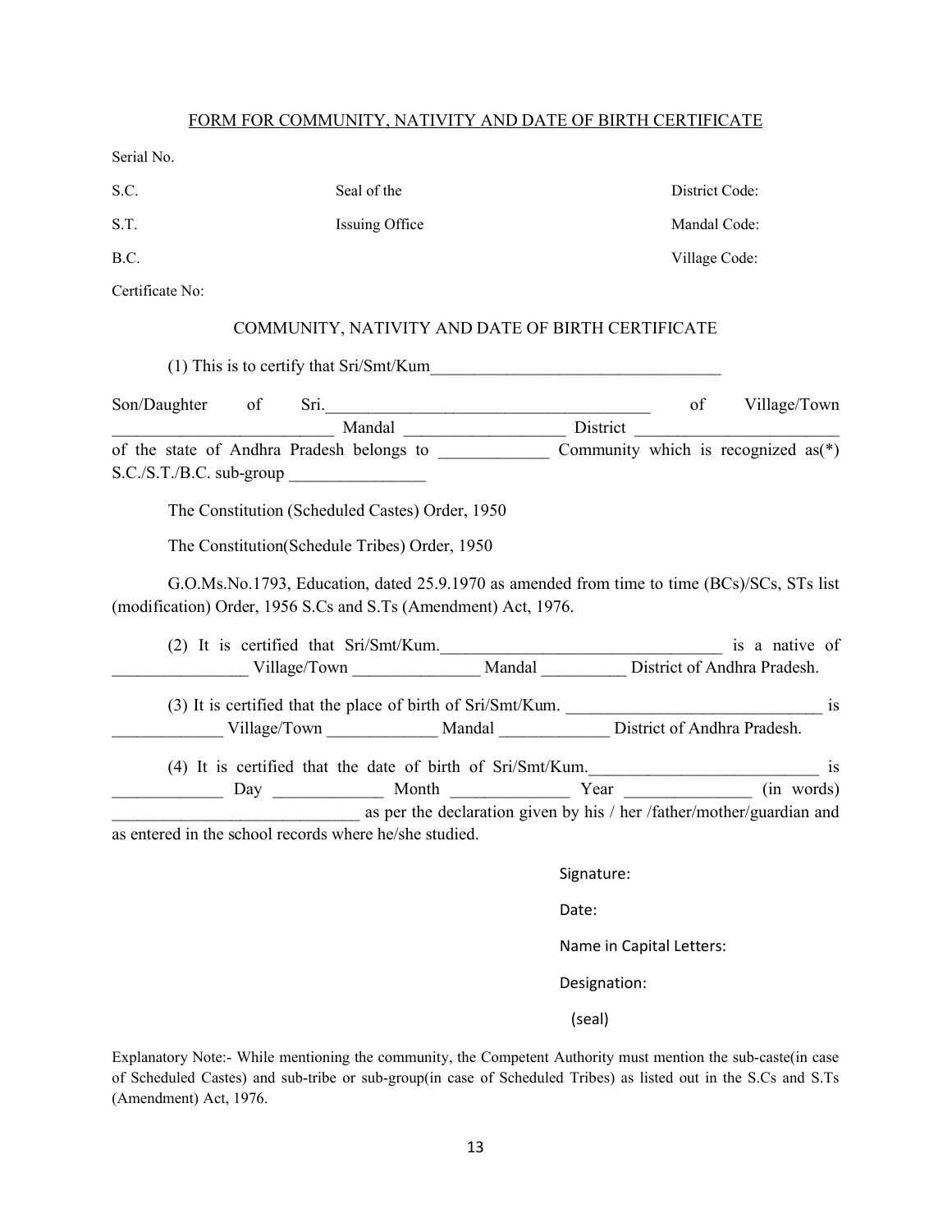<u>FORM FOR COMMUNITY, NATIVITY AND DATE OF BIRTH CERTIFICATE</u>

Serial No.

| | | |
|---|---|---|
| S.C. | Seal of the | District Code: |
| S.T. | Issuing Office | Mandal Code: |
| B.C. | | Village Code: |

Certificate No:

COMMUNITY, NATIVITY AND DATE OF BIRTH CERTIFICATE

(1) This is to certify that Sri/Smt/Kum___________________________________

Son/Daughter of Sri.______________________________________ of Village/Town _________________________ Mandal __________________ District _______________________ of the state of Andhra Pradesh belongs to ____________ Community which is recognized as(*) S.C./S.T./B.C. sub-group ________________

The Constitution (Scheduled Castes) Order, 1950

The Constitution(Schedule Tribes) Order, 1950

G.O.Ms.No.1793, Education, dated 25.9.1970 as amended from time to time (BCs)/SCs, STs list (modification) Order, 1956 S.Cs and S.Ts (Amendment) Act, 1976.

(2) It is certified that Sri/Smt/Kum._________________________________ is a native of _______________ Village/Town ______________ Mandal _________ District of Andhra Pradesh.

(3) It is certified that the place of birth of Sri/Smt/Kum. _____________________________ is ____________ Village/Town ____________ Mandal ____________ District of Andhra Pradesh.

(4) It is certified that the date of birth of Sri/Smt/Kum.__________________________ is ____________ Day ____________ Month _____________ Year ______________ (in words) ____________________________ as per the declaration given by his / her /father/mother/guardian and as entered in the school records where he/she studied.

Signature:

Date:

Name in Capital Letters:

Designation:

(seal)

Explanatory Note:- While mentioning the community, the Competent Authority must mention the sub-caste(in case of Scheduled Castes) and sub-tribe or sub-group(in case of Scheduled Tribes) as listed out in the S.Cs and S.Ts (Amendment) Act, 1976.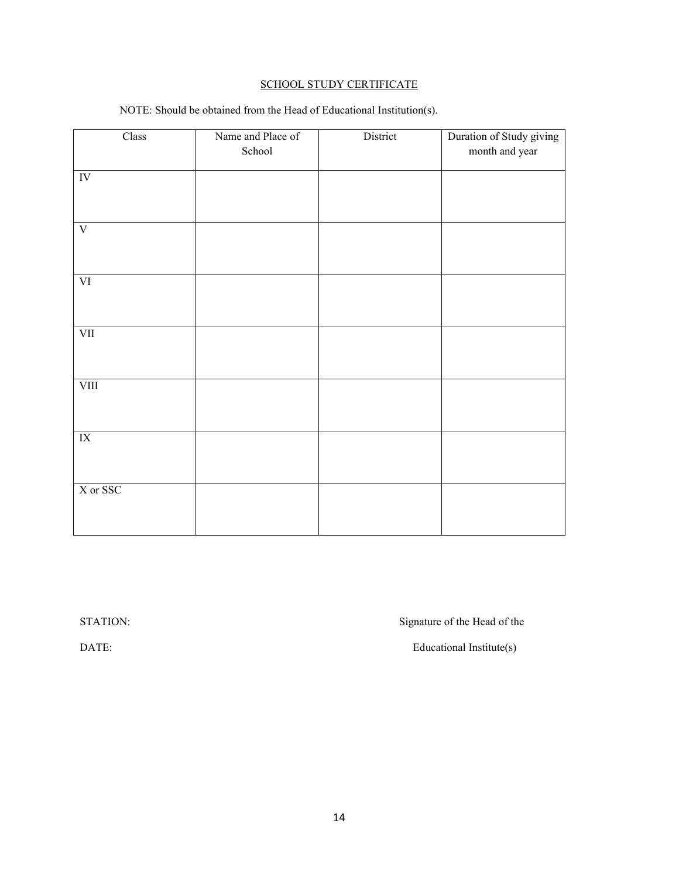## SCHOOL STUDY CERTIFICATE

NOTE: Should be obtained from the Head of Educational Institution(s).

| Class | Name and Place of School | District | Duration of Study giving month and year |
|---|---|---|---|
| IV | | | |
| V | | | |
| VI | | | |
| VII | | | |
| VIII | | | |
| IX | | | |
| X or SSC | | | |

STATION: Signature of the Head of the

DATE: Educational Institute(s)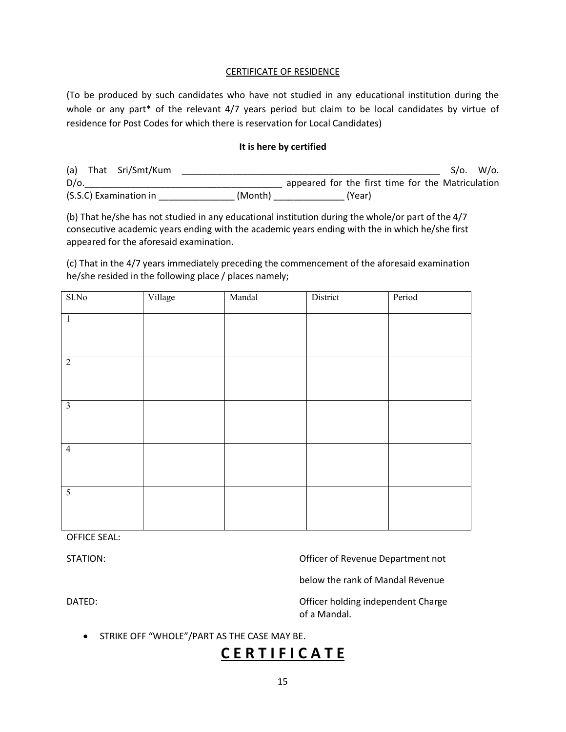## CERTIFICATE OF RESIDENCE

(To be produced by such candidates who have not studied in any educational institution during the whole or any part* of the relevant 4/7 years period but claim to be local candidates by virtue of residence for Post Codes for which there is reservation for Local Candidates)

**It is here by certified**

(a) That Sri/Smt/Kum _____________________________________________________ S/o. W/o. D/o.________________________________________ appeared for the first time for the Matriculation (S.S.C) Examination in _______________ (Month) ______________ (Year)

(b) That he/she has not studied in any educational institution during the whole/or part of the 4/7 consecutive academic years ending with the academic years ending with the in which he/she first appeared for the aforesaid examination.

(c) That in the 4/7 years immediately preceding the commencement of the aforesaid examination he/she resided in the following place / places namely;

| Sl.No | Village | Mandal | District | Period |
|---|---|---|---|---|
| 1 | | | | |
| 2 | | | | |
| 3 | | | | |
| 4 | | | | |
| 5 | | | | |

OFFICE SEAL:

STATION:

DATED:

Officer of Revenue Department not below the rank of Mandal Revenue Officer holding independent Charge of a Mandal.

- STRIKE OFF "WHOLE"/PART AS THE CASE MAY BE.

# C E R T I F I C A T E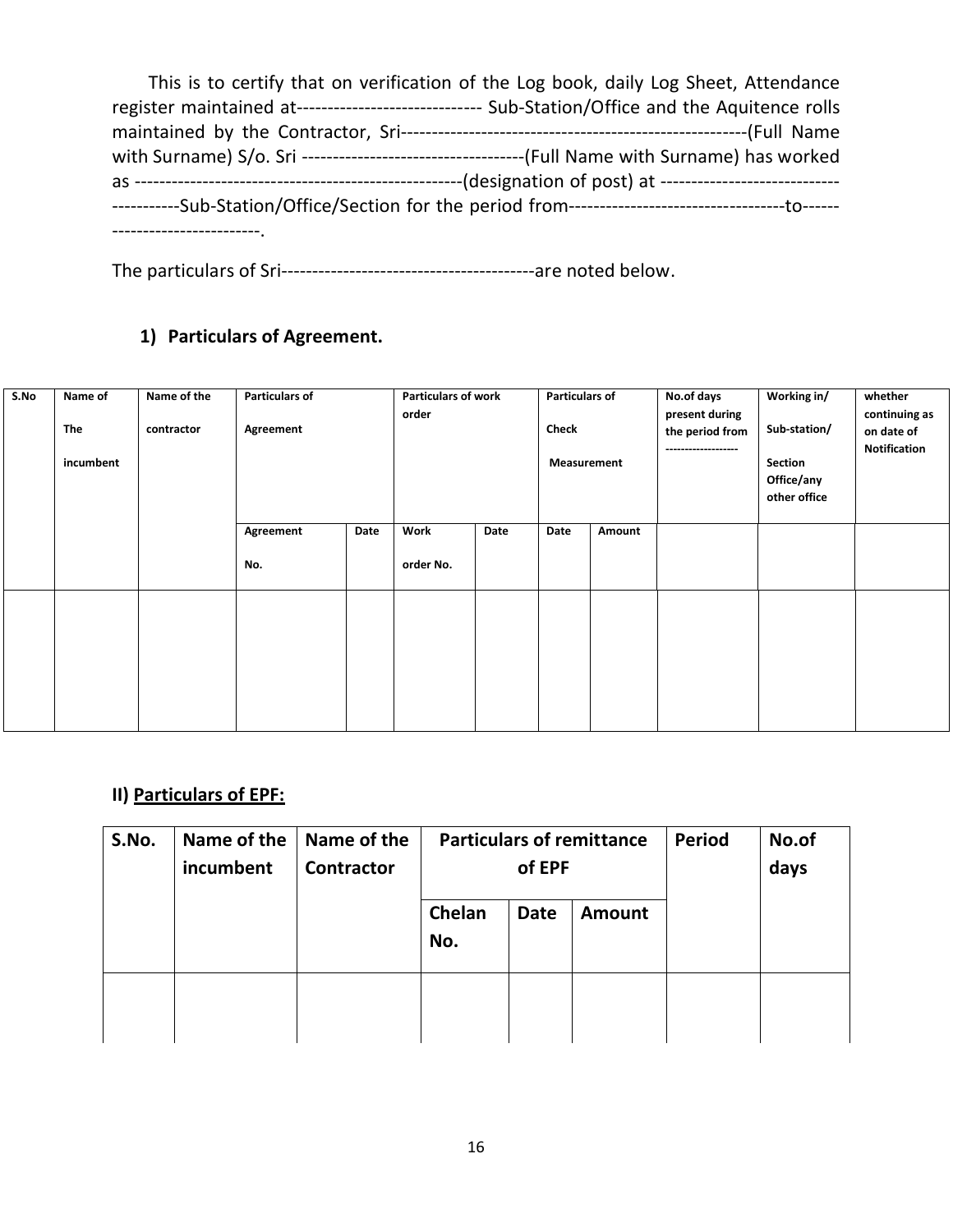This is to certify that on verification of the Log book, daily Log Sheet, Attendance register maintained at------------------------------ Sub-Station/Office and the Aquitence rolls maintained by the Contractor, Sri--------------------------------------------------------(Full Name with Surname) S/o. Sri ------------------------------------(Full Name with Surname) has worked as -----------------------------------------------------(designation of post) at ---------------------------------------Sub-Station/Office/Section for the period from-----------------------------------to------------------------------.

The particulars of Sri-----------------------------------------are noted below.

## 1) Particulars of Agreement.

| S.No | Name of The incumbent | Name of the contractor | Particulars of Agreement | | Particulars of work order | | Particulars of Check Measurement | | No.of days present during the period from ------------------ | Working in/ Sub-station/ Section Office/any other office | whether continuing as on date of Notification |
|---|---|---|---|---|---|---|---|---|---|---|---|
| | | | Agreement No. | Date | Work order No. | Date | Date | Amount | | | |
| | | | | | | | | | | | |

## II) Particulars of EPF:

| S.No. | Name of the incumbent | Name of the Contractor | Particulars of remittance of EPF | | | Period | No.of days |
|---|---|---|---|---|---|---|---|
| | | | Chelan No. | Date | Amount | | |
| | | | | | | | |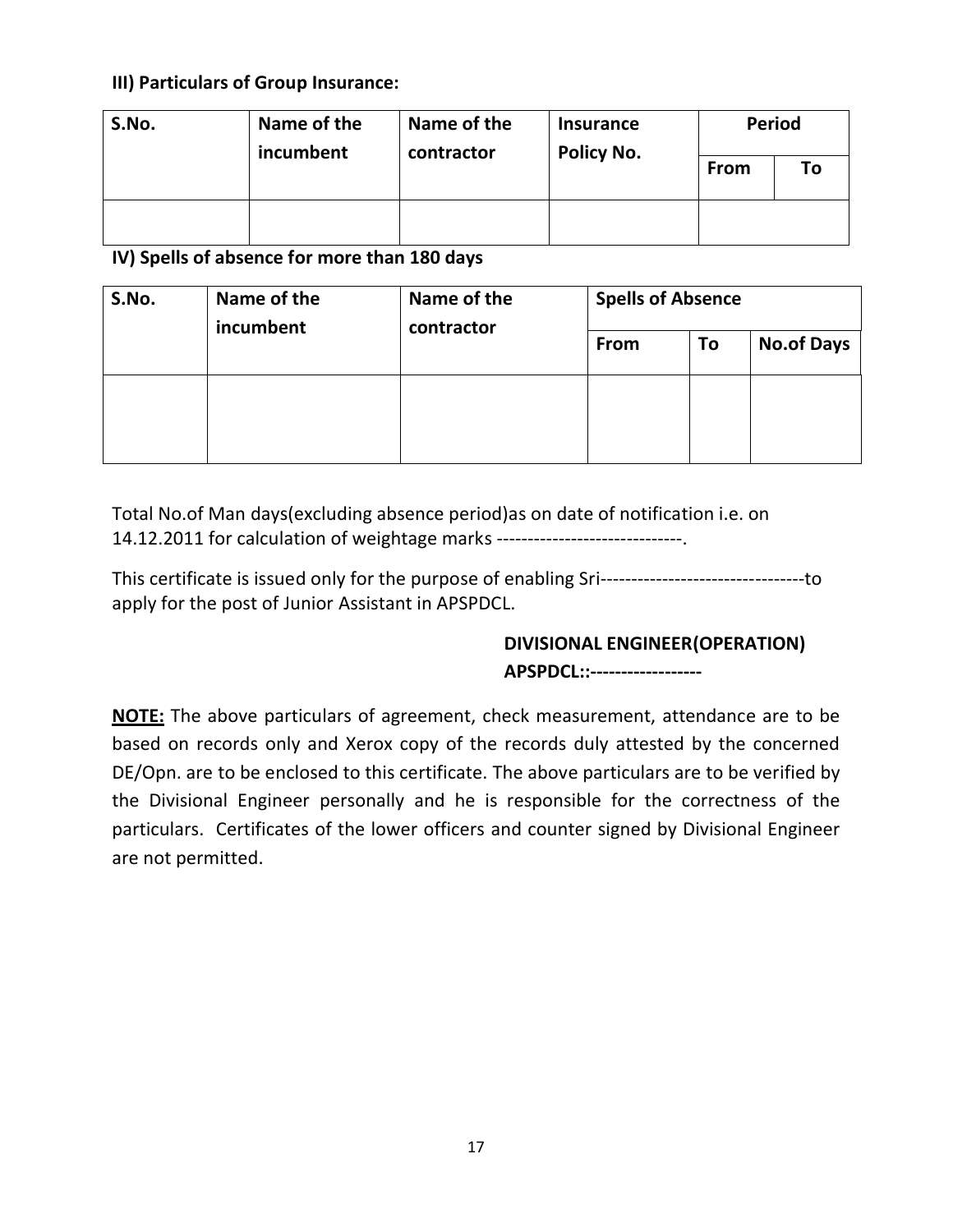**III) Particulars of Group Insurance:**

| S.No. | Name of the incumbent | Name of the contractor | Insurance Policy No. | Period | |
|---|---|---|---|---|---|
| | | | | From | To |
| | | | | | |

**IV) Spells of absence for more than 180 days**

| S.No. | Name of the incumbent | Name of the contractor | Spells of Absence | | |
|---|---|---|---|---|---|
| | | | From | To | No.of Days |
| | | | | | |

Total No.of Man days(excluding absence period)as on date of notification i.e. on 14.12.2011 for calculation of weightage marks ------------------------------.

This certificate is issued only for the purpose of enabling Sri---------------------------------to apply for the post of Junior Assistant in APSPDCL.

**DIVISIONAL ENGINEER(OPERATION)**
**APSPDCL::------------------**

**NOTE:** The above particulars of agreement, check measurement, attendance are to be based on records only and Xerox copy of the records duly attested by the concerned DE/Opn. are to be enclosed to this certificate. The above particulars are to be verified by the Divisional Engineer personally and he is responsible for the correctness of the particulars. Certificates of the lower officers and counter signed by Divisional Engineer are not permitted.